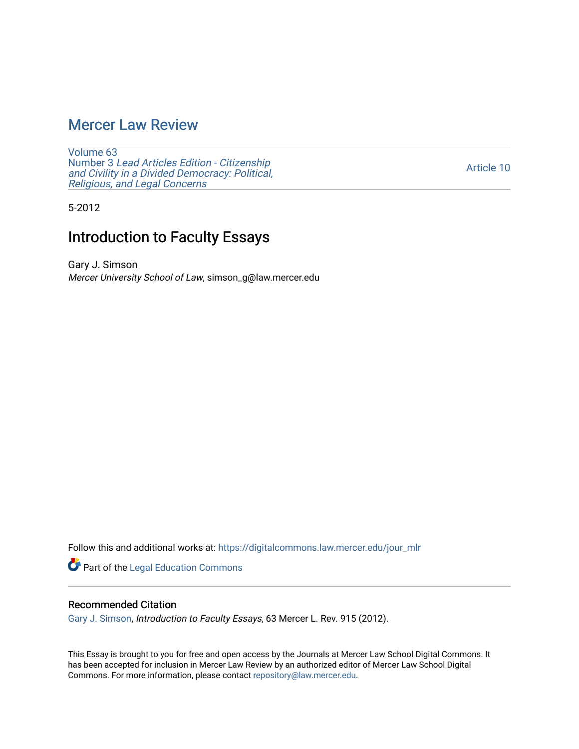# Mercer Law Review

Volume 63
Number 3 *Lead Articles Edition - Citizenship and Civility in a Divided Democracy: Political, Religious, and Legal Concerns*

Article 10

5-2012

## Introduction to Faculty Essays

Gary J. Simson
*Mercer University School of Law*, simson_g@law.mercer.edu

Follow this and additional works at: https://digitalcommons.law.mercer.edu/jour_mlr

Part of the Legal Education Commons

### Recommended Citation

Gary J. Simson, *Introduction to Faculty Essays*, 63 Mercer L. Rev. 915 (2012).

This Essay is brought to you for free and open access by the Journals at Mercer Law School Digital Commons. It has been accepted for inclusion in Mercer Law Review by an authorized editor of Mercer Law School Digital Commons. For more information, please contact repository@law.mercer.edu.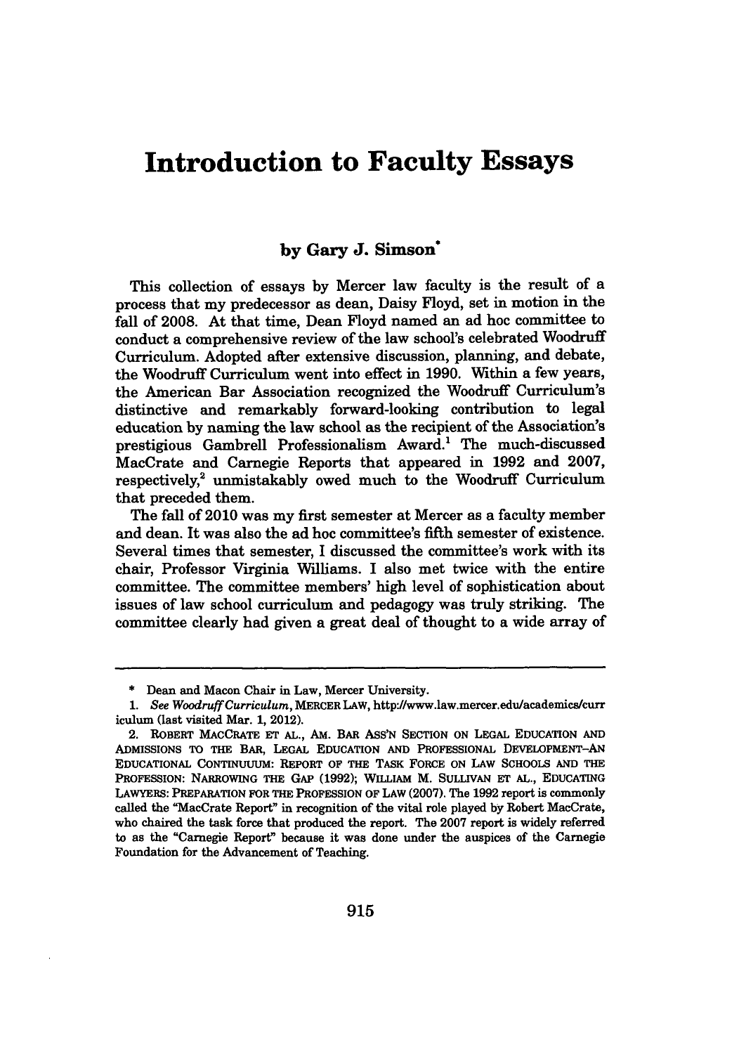# Introduction to Faculty Essays

### by Gary J. Simson*

This collection of essays by Mercer law faculty is the result of a process that my predecessor as dean, Daisy Floyd, set in motion in the fall of 2008. At that time, Dean Floyd named an ad hoc committee to conduct a comprehensive review of the law school's celebrated Woodruff Curriculum. Adopted after extensive discussion, planning, and debate, the Woodruff Curriculum went into effect in 1990. Within a few years, the American Bar Association recognized the Woodruff Curriculum's distinctive and remarkably forward-looking contribution to legal education by naming the law school as the recipient of the Association's prestigious Gambrell Professionalism Award.[1] The much-discussed MacCrate and Carnegie Reports that appeared in 1992 and 2007, respectively,[2] unmistakably owed much to the Woodruff Curriculum that preceded them.

The fall of 2010 was my first semester at Mercer as a faculty member and dean. It was also the ad hoc committee's fifth semester of existence. Several times that semester, I discussed the committee's work with its chair, Professor Virginia Williams. I also met twice with the entire committee. The committee members' high level of sophistication about issues of law school curriculum and pedagogy was truly striking. The committee clearly had given a great deal of thought to a wide array of

---

\* Dean and Macon Chair in Law, Mercer University.

1. *See Woodruff Curriculum*, MERCER LAW, http://www.law.mercer.edu/academics/curriculum (last visited Mar. 1, 2012).

2. ROBERT MACCRATE ET AL., AM. BAR ASS'N SECTION ON LEGAL EDUCATION AND ADMISSIONS TO THE BAR, LEGAL EDUCATION AND PROFESSIONAL DEVELOPMENT–AN EDUCATIONAL CONTINUUUM: REPORT OF THE TASK FORCE ON LAW SCHOOLS AND THE PROFESSION: NARROWING THE GAP (1992); WILLIAM M. SULLIVAN ET AL., EDUCATING LAWYERS: PREPARATION FOR THE PROFESSION OF LAW (2007). The 1992 report is commonly called the "MacCrate Report" in recognition of the vital role played by Robert MacCrate, who chaired the task force that produced the report. The 2007 report is widely referred to as the "Carnegie Report" because it was done under the auspices of the Carnegie Foundation for the Advancement of Teaching.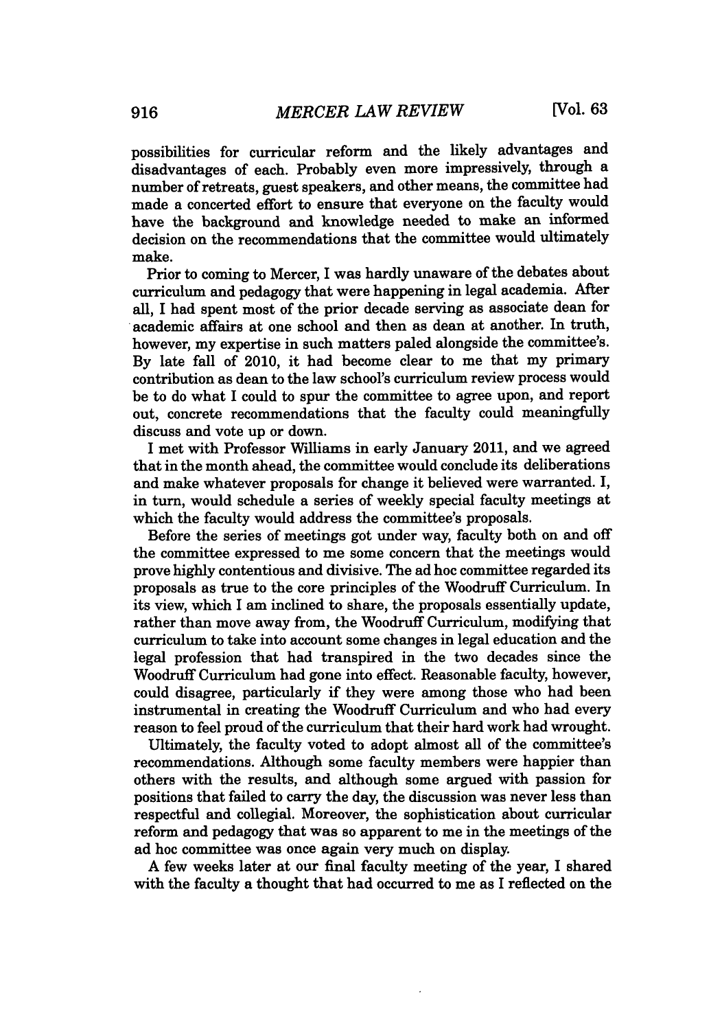possibilities for curricular reform and the likely advantages and disadvantages of each. Probably even more impressively, through a number of retreats, guest speakers, and other means, the committee had made a concerted effort to ensure that everyone on the faculty would have the background and knowledge needed to make an informed decision on the recommendations that the committee would ultimately make.

Prior to coming to Mercer, I was hardly unaware of the debates about curriculum and pedagogy that were happening in legal academia. After all, I had spent most of the prior decade serving as associate dean for academic affairs at one school and then as dean at another. In truth, however, my expertise in such matters paled alongside the committee's. By late fall of 2010, it had become clear to me that my primary contribution as dean to the law school's curriculum review process would be to do what I could to spur the committee to agree upon, and report out, concrete recommendations that the faculty could meaningfully discuss and vote up or down.

I met with Professor Williams in early January 2011, and we agreed that in the month ahead, the committee would conclude its deliberations and make whatever proposals for change it believed were warranted. I, in turn, would schedule a series of weekly special faculty meetings at which the faculty would address the committee's proposals.

Before the series of meetings got under way, faculty both on and off the committee expressed to me some concern that the meetings would prove highly contentious and divisive. The ad hoc committee regarded its proposals as true to the core principles of the Woodruff Curriculum. In its view, which I am inclined to share, the proposals essentially update, rather than move away from, the Woodruff Curriculum, modifying that curriculum to take into account some changes in legal education and the legal profession that had transpired in the two decades since the Woodruff Curriculum had gone into effect. Reasonable faculty, however, could disagree, particularly if they were among those who had been instrumental in creating the Woodruff Curriculum and who had every reason to feel proud of the curriculum that their hard work had wrought.

Ultimately, the faculty voted to adopt almost all of the committee's recommendations. Although some faculty members were happier than others with the results, and although some argued with passion for positions that failed to carry the day, the discussion was never less than respectful and collegial. Moreover, the sophistication about curricular reform and pedagogy that was so apparent to me in the meetings of the ad hoc committee was once again very much on display.

A few weeks later at our final faculty meeting of the year, I shared with the faculty a thought that had occurred to me as I reflected on the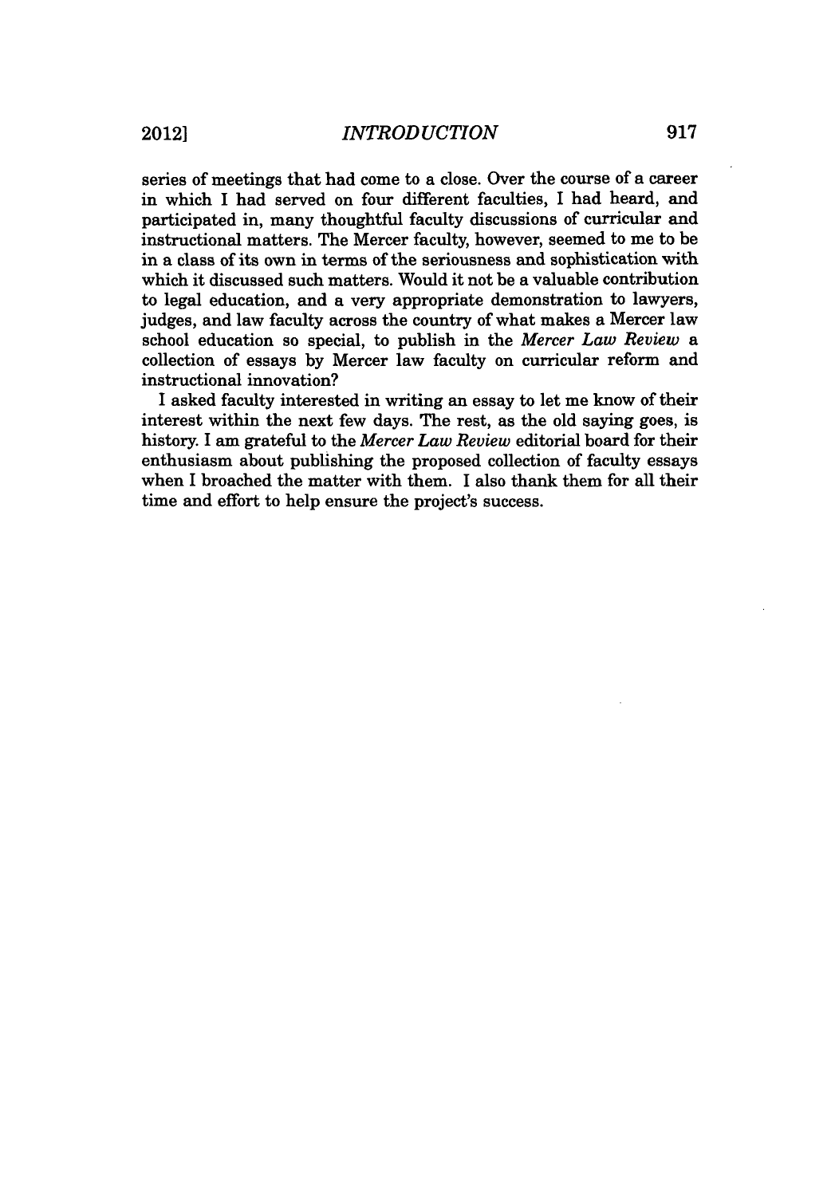series of meetings that had come to a close. Over the course of a career in which I had served on four different faculties, I had heard, and participated in, many thoughtful faculty discussions of curricular and instructional matters. The Mercer faculty, however, seemed to me to be in a class of its own in terms of the seriousness and sophistication with which it discussed such matters. Would it not be a valuable contribution to legal education, and a very appropriate demonstration to lawyers, judges, and law faculty across the country of what makes a Mercer law school education so special, to publish in the *Mercer Law Review* a collection of essays by Mercer law faculty on curricular reform and instructional innovation?

I asked faculty interested in writing an essay to let me know of their interest within the next few days. The rest, as the old saying goes, is history. I am grateful to the *Mercer Law Review* editorial board for their enthusiasm about publishing the proposed collection of faculty essays when I broached the matter with them. I also thank them for all their time and effort to help ensure the project's success.